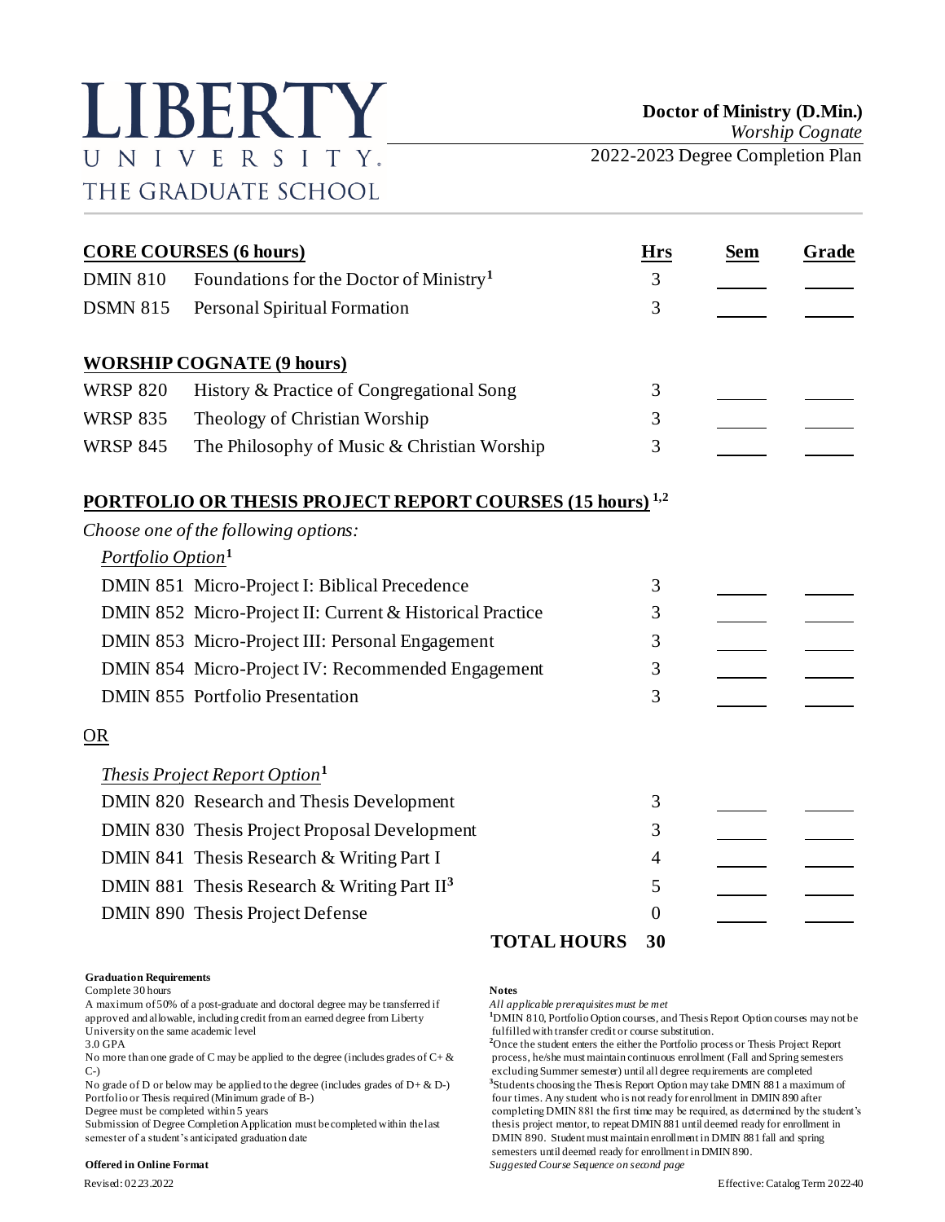LIBERTY UNIVERSITY.
THE GRADUATE SCHOOL

# Doctor of Ministry (D.Min.)

*Worship Cognate*

2022-2023 Degree Completion Plan

| **CORE COURSES (6 hours)** | | **Hrs** | **Sem** | **Grade** |
|---|---|---|---|---|
| DMIN 810 | Foundations for the Doctor of Ministry[1] | 3 | | |
| DSMN 815 | Personal Spiritual Formation | 3 | | |
| **WORSHIP COGNATE (9 hours)** | | | | |
| WRSP 820 | History & Practice of Congregational Song | 3 | | |
| WRSP 835 | Theology of Christian Worship | 3 | | |
| WRSP 845 | The Philosophy of Music & Christian Worship | 3 | | |
| **PORTFOLIO OR THESIS PROJECT REPORT COURSES (15 hours)[1,2]** | | | | |
| *Choose one of the following options:* | | | | |
| *Portfolio Option*[1] | | | | |
| DMIN 851 | Micro-Project I: Biblical Precedence | 3 | | |
| DMIN 852 | Micro-Project II: Current & Historical Practice | 3 | | |
| DMIN 853 | Micro-Project III: Personal Engagement | 3 | | |
| DMIN 854 | Micro-Project IV: Recommended Engagement | 3 | | |
| DMIN 855 | Portfolio Presentation | 3 | | |
| OR | | | | |
| *Thesis Project Report Option*[1] | | | | |
| DMIN 820 | Research and Thesis Development | 3 | | |
| DMIN 830 | Thesis Project Proposal Development | 3 | | |
| DMIN 841 | Thesis Research & Writing Part I | 4 | | |
| DMIN 881 | Thesis Research & Writing Part II[3] | 5 | | |
| DMIN 890 | Thesis Project Defense | 0 | | |
| | **TOTAL HOURS** | **30** | | |

**Graduation Requirements**

Complete 30 hours
A maximum of 50% of a post-graduate and doctoral degree may be transferred if approved and allowable, including credit from an earned degree from Liberty University on the same academic level
3.0 GPA
No more than one grade of C may be applied to the degree (includes grades of C+ & C-)
No grade of D or below may be applied to the degree (includes grades of D+ & D-)
Portfolio or Thesis required (Minimum grade of B-)
Degree must be completed within 5 years
Submission of Degree Completion Application must be completed within the last semester of a student's anticipated graduation date

**Offered in Online Format**

**Notes**

*All applicable prerequisites must be met*

[1]DMIN 810, Portfolio Option courses, and Thesis Report Option courses may not be fulfilled with transfer credit or course substitution.

[2]Once the student enters the either the Portfolio process or Thesis Project Report process, he/she must maintain continuous enrollment (Fall and Spring semesters excluding Summer semester) until all degree requirements are completed

[3]Students choosing the Thesis Report Option may take DMIN 881 a maximum of four times. Any student who is not ready for enrollment in DMIN 890 after completing DMIN 881 the first time may be required, as determined by the student's thesis project mentor, to repeat DMIN 881 until deemed ready for enrollment in DMIN 890. Student must maintain enrollment in DMIN 881 fall and spring semesters until deemed ready for enrollment in DMIN 890.

*Suggested Course Sequence on second page*

Revised: 02.23.2022

Effective: Catalog Term 2022-40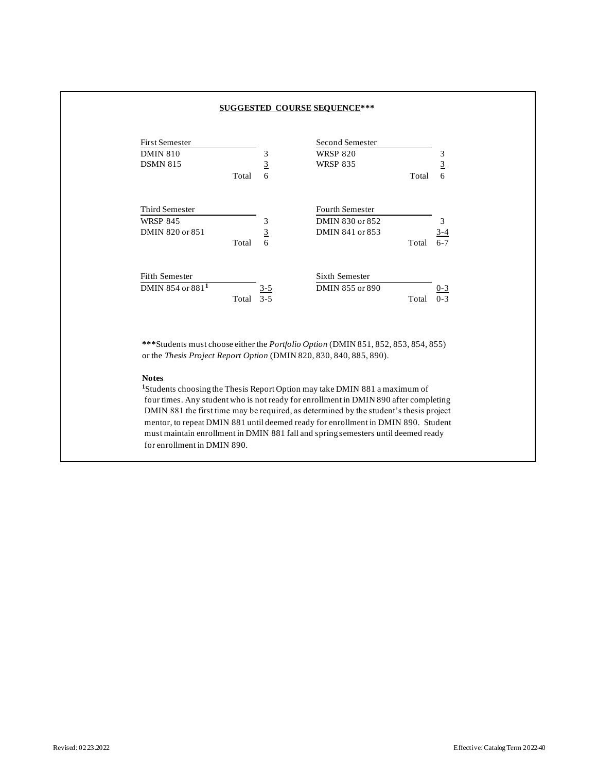## SUGGESTED COURSE SEQUENCE***

| First Semester | | Second Semester | |
|---|---|---|---|
| DMIN 810 | 3 | WRSP 820 | 3 |
| DSMN 815 | 3 | WRSP 835 | 3 |
| Total | 6 | Total | 6 |

| Third Semester | | Fourth Semester | |
|---|---|---|---|
| WRSP 845 | 3 | DMIN 830 or 852 | 3 |
| DMIN 820 or 851 | 3 | DMIN 841 or 853 | 3-4 |
| Total | 6 | Total | 6-7 |

| Fifth Semester | | Sixth Semester | |
|---|---|---|---|
| DMIN 854 or 881[1] | 3-5 | DMIN 855 or 890 | 0-3 |
| Total | 3-5 | Total | 0-3 |

***Students must choose either the *Portfolio Option* (DMIN 851, 852, 853, 854, 855) or the *Thesis Project Report Option* (DMIN 820, 830, 840, 885, 890).

**Notes**

[1]Students choosing the Thesis Report Option may take DMIN 881 a maximum of four times. Any student who is not ready for enrollment in DMIN 890 after completing DMIN 881 the first time may be required, as determined by the student's thesis project mentor, to repeat DMIN 881 until deemed ready for enrollment in DMIN 890. Student must maintain enrollment in DMIN 881 fall and spring semesters until deemed ready for enrollment in DMIN 890.

Revised: 02.23.2022

Effective: Catalog Term 2022-40